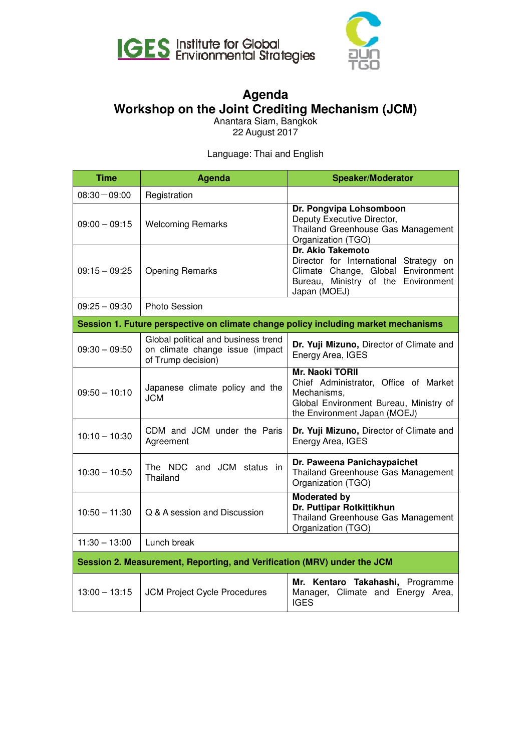IGES Institute for Global Environmental Strategies

# Agenda
# Workshop on the Joint Crediting Mechanism (JCM)

Anantara Siam, Bangkok
22 August 2017

Language: Thai and English

| Time | Agenda | Speaker/Moderator |
|---|---|---|
| 08:30 – 09:00 | Registration | |
| 09:00 – 09:15 | Welcoming Remarks | **Dr. Pongvipa Lohsomboon** Deputy Executive Director, Thailand Greenhouse Gas Management Organization (TGO) |
| 09:15 – 09:25 | Opening Remarks | **Dr. Akio Takemoto** Director for International Strategy on Climate Change, Global Environment Bureau, Ministry of the Environment Japan (MOEJ) |
| 09:25 – 09:30 | Photo Session | |
| **Session 1. Future perspective on climate change policy including market mechanisms** | | |
| 09:30 – 09:50 | Global political and business trend on climate change issue (impact of Trump decision) | **Dr. Yuji Mizuno,** Director of Climate and Energy Area, IGES |
| 09:50 – 10:10 | Japanese climate policy and the JCM | **Mr. Naoki TORII** Chief Administrator, Office of Market Mechanisms, Global Environment Bureau, Ministry of the Environment Japan (MOEJ) |
| 10:10 – 10:30 | CDM and JCM under the Paris Agreement | **Dr. Yuji Mizuno,** Director of Climate and Energy Area, IGES |
| 10:30 – 10:50 | The NDC and JCM status in Thailand | **Dr. Paweena Panichaypaichet** Thailand Greenhouse Gas Management Organization (TGO) |
| 10:50 – 11:30 | Q & A session and Discussion | **Moderated by** **Dr. Puttipar Rotkittikhun** Thailand Greenhouse Gas Management Organization (TGO) |
| 11:30 – 13:00 | Lunch break | |
| **Session 2. Measurement, Reporting, and Verification (MRV) under the JCM** | | |
| 13:00 – 13:15 | JCM Project Cycle Procedures | **Mr. Kentaro Takahashi,** Programme Manager, Climate and Energy Area, IGES |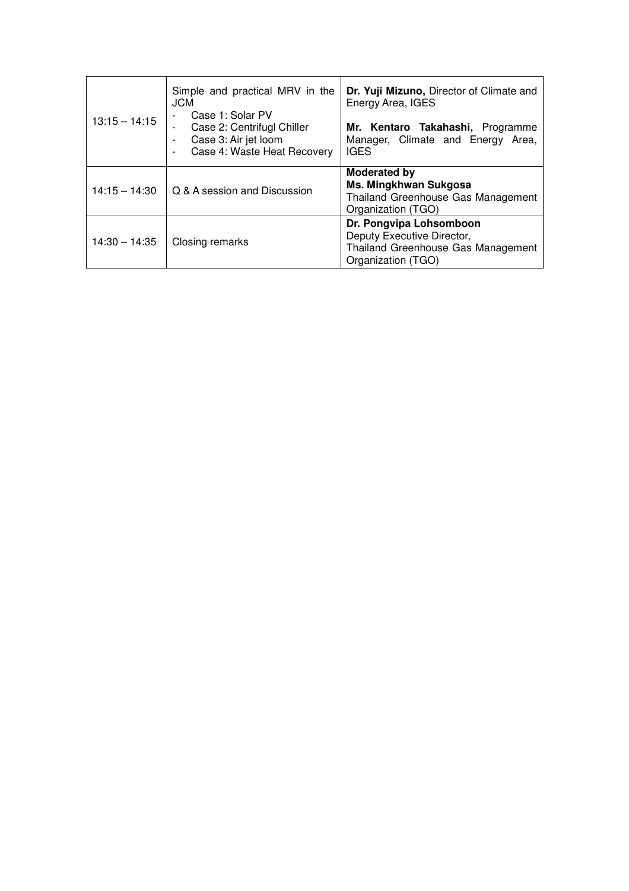| | | |
|---|---|---|
| 13:15 – 14:15 | Simple and practical MRV in the JCM<br>- Case 1: Solar PV<br>- Case 2: Centrifugl Chiller<br>- Case 3: Air jet loom<br>- Case 4: Waste Heat Recovery | **Dr. Yuji Mizuno,** Director of Climate and Energy Area, IGES<br><br>**Mr. Kentaro Takahashi,** Programme Manager, Climate and Energy Area, IGES |
| 14:15 – 14:30 | Q & A session and Discussion | **Moderated by**<br>**Ms. Mingkhwan Sukgosa**<br>Thailand Greenhouse Gas Management Organization (TGO) |
| 14:30 – 14:35 | Closing remarks | **Dr. Pongvipa Lohsomboon**<br>Deputy Executive Director,<br>Thailand Greenhouse Gas Management Organization (TGO) |